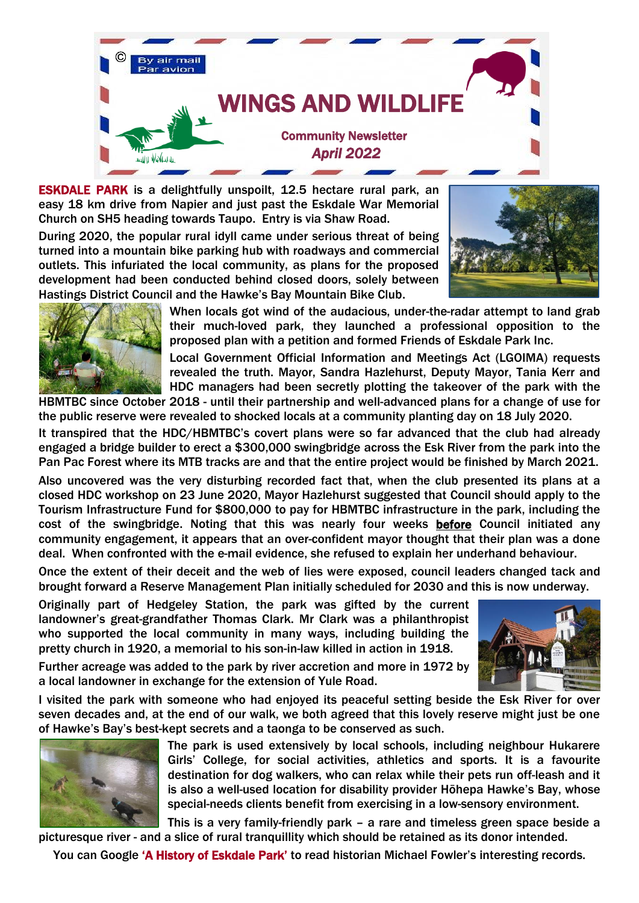# WINGS AND WILDLIFE

**Community Newsletter**
***April 2022***

**ESKDALE PARK** is a delightfully unspoilt, 12.5 hectare rural park, an easy 18 km drive from Napier and just past the Eskdale War Memorial Church on SH5 heading towards Taupo. Entry is via Shaw Road.

During 2020, the popular rural idyll came under serious threat of being turned into a mountain bike parking hub with roadways and commercial outlets. This infuriated the local community, as plans for the proposed development had been conducted behind closed doors, solely between Hastings District Council and the Hawke's Bay Mountain Bike Club.

When locals got wind of the audacious, under-the-radar attempt to land grab their much-loved park, they launched a professional opposition to the proposed plan with a petition and formed Friends of Eskdale Park Inc.

Local Government Official Information and Meetings Act (LGOIMA) requests revealed the truth. Mayor, Sandra Hazlehurst, Deputy Mayor, Tania Kerr and HDC managers had been secretly plotting the takeover of the park with the HBMTBC since October 2018 - until their partnership and well-advanced plans for a change of use for the public reserve were revealed to shocked locals at a community planting day on 18 July 2020.

It transpired that the HDC/HBMTBC's covert plans were so far advanced that the club had already engaged a bridge builder to erect a $300,000 swingbridge across the Esk River from the park into the Pan Pac Forest where its MTB tracks are and that the entire project would be finished by March 2021.

Also uncovered was the very disturbing recorded fact that, when the club presented its plans at a closed HDC workshop on 23 June 2020, Mayor Hazlehurst suggested that Council should apply to the Tourism Infrastructure Fund for $800,000 to pay for HBMTBC infrastructure in the park, including the cost of the swingbridge. Noting that this was nearly four weeks **before** Council initiated any community engagement, it appears that an over-confident mayor thought that their plan was a done deal. When confronted with the e-mail evidence, she refused to explain her underhand behaviour.

Once the extent of their deceit and the web of lies were exposed, council leaders changed tack and brought forward a Reserve Management Plan initially scheduled for 2030 and this is now underway.

Originally part of Hedgeley Station, the park was gifted by the current landowner's great-grandfather Thomas Clark. Mr Clark was a philanthropist who supported the local community in many ways, including building the pretty church in 1920, a memorial to his son-in-law killed in action in 1918.

Further acreage was added to the park by river accretion and more in 1972 by a local landowner in exchange for the extension of Yule Road.

I visited the park with someone who had enjoyed its peaceful setting beside the Esk River for over seven decades and, at the end of our walk, we both agreed that this lovely reserve might just be one of Hawke's Bay's best-kept secrets and a taonga to be conserved as such.

The park is used extensively by local schools, including neighbour Hukarere Girls' College, for social activities, athletics and sports. It is a favourite destination for dog walkers, who can relax while their pets run off-leash and it is also a well-used location for disability provider Hōhepa Hawke's Bay, whose special-needs clients benefit from exercising in a low-sensory environment.

This is a very family-friendly park – a rare and timeless green space beside a picturesque river - and a slice of rural tranquillity which should be retained as its donor intended.

You can Google '**A History of Eskdale Park**' to read historian Michael Fowler's interesting records.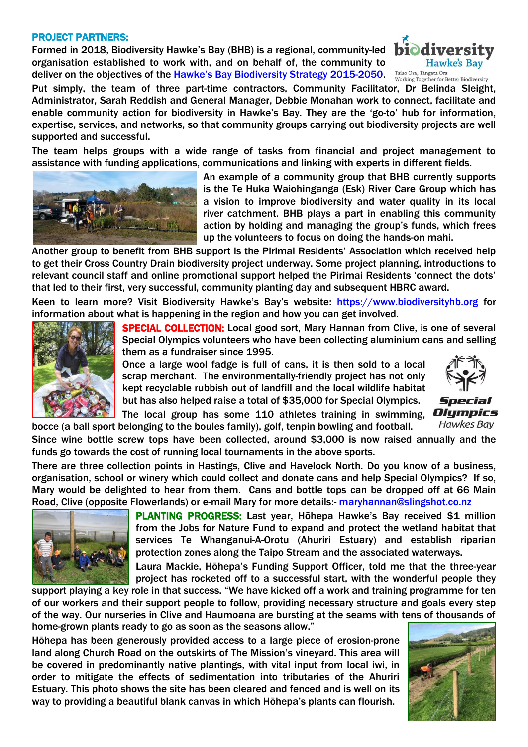**PROJECT PARTNERS:**

Formed in 2018, Biodiversity Hawke's Bay (BHB) is a regional, community-led organisation established to work with, and on behalf of, the community to deliver on the objectives of the Hawke's Bay Biodiversity Strategy 2015-2050. Put simply, the team of three part-time contractors, Community Facilitator, Dr Belinda Sleight, Administrator, Sarah Reddish and General Manager, Debbie Monahan work to connect, facilitate and enable community action for biodiversity in Hawke's Bay. They are the 'go-to' hub for information, expertise, services, and networks, so that community groups carrying out biodiversity projects are well supported and successful.

The team helps groups with a wide range of tasks from financial and project management to assistance with funding applications, communications and linking with experts in different fields.

An example of a community group that BHB currently supports is the Te Huka Waiohinganga (Esk) River Care Group which has a vision to improve biodiversity and water quality in its local river catchment. BHB plays a part in enabling this community action by holding and managing the group's funds, which frees up the volunteers to focus on doing the hands-on mahi.

Another group to benefit from BHB support is the Pirimai Residents' Association which received help to get their Cross Country Drain biodiversity project underway. Some project planning, introductions to relevant council staff and online promotional support helped the Pirimai Residents 'connect the dots' that led to their first, very successful, community planting day and subsequent HBRC award.

Keen to learn more? Visit Biodiversity Hawke's Bay's website: https://www.biodiversityhb.org for information about what is happening in the region and how you can get involved.

**SPECIAL COLLECTION:** Local good sort, Mary Hannan from Clive, is one of several Special Olympics volunteers who have been collecting aluminium cans and selling them as a fundraiser since 1995.

Once a large wool fadge is full of cans, it is then sold to a local scrap merchant. The environmentally-friendly project has not only kept recyclable rubbish out of landfill and the local wildlife habitat but has also helped raise a total of $35,000 for Special Olympics.

The local group has some 110 athletes training in swimming, bocce (a ball sport belonging to the boules family), golf, tenpin bowling and football.

Since wine bottle screw tops have been collected, around $3,000 is now raised annually and the funds go towards the cost of running local tournaments in the above sports.

There are three collection points in Hastings, Clive and Havelock North. Do you know of a business, organisation, school or winery which could collect and donate cans and help Special Olympics? If so, Mary would be delighted to hear from them. Cans and bottle tops can be dropped off at 66 Main Road, Clive (opposite Flowerlands) or e-mail Mary for more details:- maryhannan@slingshot.co.nz

**PLANTING PROGRESS:** Last year, Hōhepa Hawke's Bay received $1 million from the Jobs for Nature Fund to expand and protect the wetland habitat that services Te Whanganui-A-Orotu (Ahuriri Estuary) and establish riparian protection zones along the Taipo Stream and the associated waterways.

Laura Mackie, Hōhepa's Funding Support Officer, told me that the three-year project has rocketed off to a successful start, with the wonderful people they support playing a key role in that success. "We have kicked off a work and training programme for ten of our workers and their support people to follow, providing necessary structure and goals every step of the way. Our nurseries in Clive and Haumoana are bursting at the seams with tens of thousands of home-grown plants ready to go as soon as the seasons allow."

Hōhepa has been generously provided access to a large piece of erosion-prone land along Church Road on the outskirts of The Mission's vineyard. This area will be covered in predominantly native plantings, with vital input from local iwi, in order to mitigate the effects of sedimentation into tributaries of the Ahuriri Estuary. This photo shows the site has been cleared and fenced and is well on its way to providing a beautiful blank canvas in which Hōhepa's plants can flourish.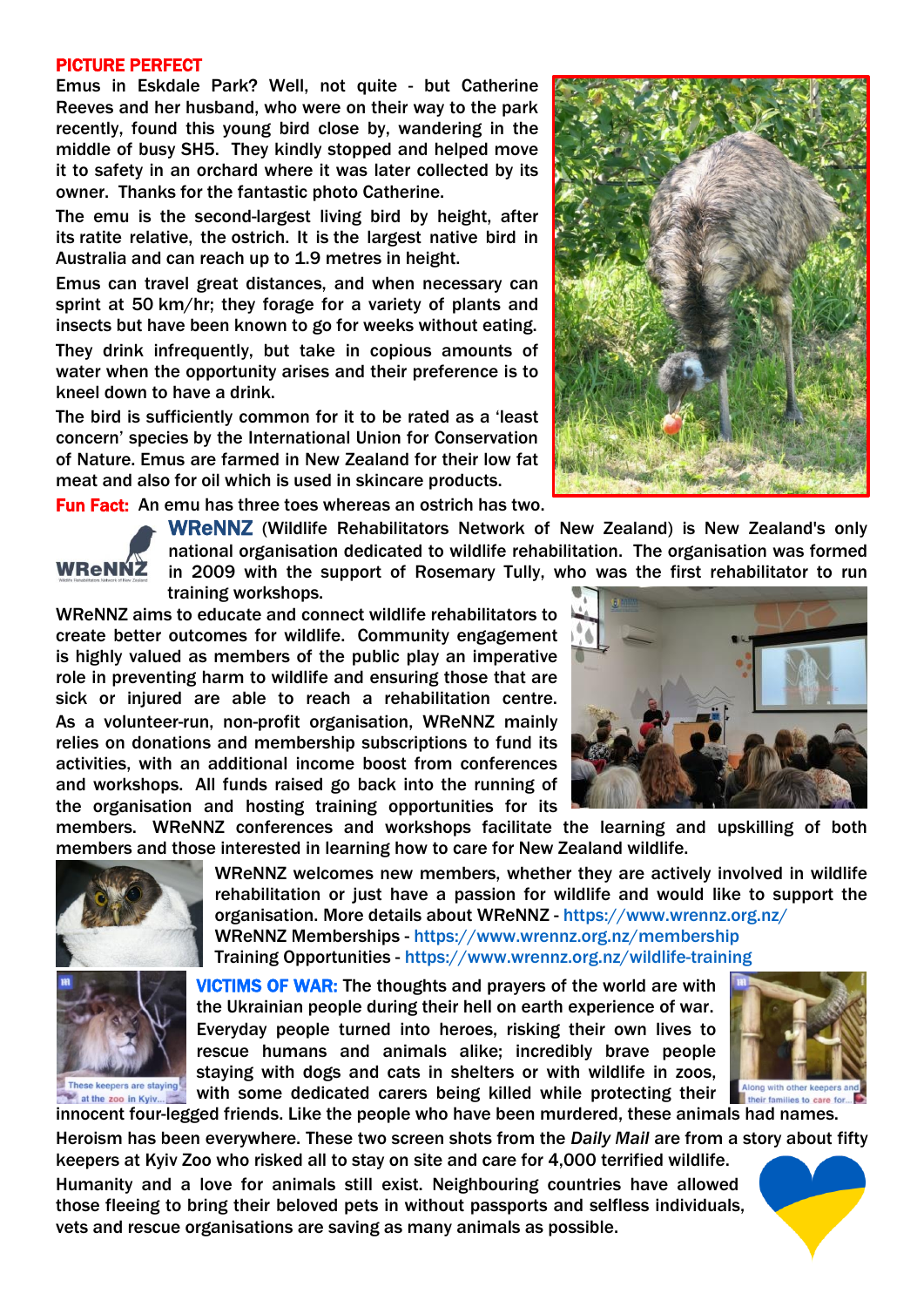## PICTURE PERFECT

Emus in Eskdale Park? Well, not quite - but Catherine Reeves and her husband, who were on their way to the park recently, found this young bird close by, wandering in the middle of busy SH5. They kindly stopped and helped move it to safety in an orchard where it was later collected by its owner. Thanks for the fantastic photo Catherine.

The emu is the second-largest living bird by height, after its ratite relative, the ostrich. It is the largest native bird in Australia and can reach up to 1.9 metres in height.

Emus can travel great distances, and when necessary can sprint at 50 km/hr; they forage for a variety of plants and insects but have been known to go for weeks without eating.

They drink infrequently, but take in copious amounts of water when the opportunity arises and their preference is to kneel down to have a drink.

The bird is sufficiently common for it to be rated as a 'least concern' species by the International Union for Conservation of Nature. Emus are farmed in New Zealand for their low fat meat and also for oil which is used in skincare products.

**Fun Fact:** An emu has three toes whereas an ostrich has two.

**WReNNZ** (Wildlife Rehabilitators Network of New Zealand) is New Zealand's only national organisation dedicated to wildlife rehabilitation. The organisation was formed in 2009 with the support of Rosemary Tully, who was the first rehabilitator to run training workshops.

WReNNZ aims to educate and connect wildlife rehabilitators to create better outcomes for wildlife. Community engagement is highly valued as members of the public play an imperative role in preventing harm to wildlife and ensuring those that are sick or injured are able to reach a rehabilitation centre. As a volunteer-run, non-profit organisation, WReNNZ mainly relies on donations and membership subscriptions to fund its activities, with an additional income boost from conferences and workshops. All funds raised go back into the running of the organisation and hosting training opportunities for its members. WReNNZ conferences and workshops facilitate the learning and upskilling of both members and those interested in learning how to care for New Zealand wildlife.

WReNNZ welcomes new members, whether they are actively involved in wildlife rehabilitation or just have a passion for wildlife and would like to support the organisation. More details about WReNNZ - https://www.wrennz.org.nz/

WReNNZ Memberships - https://www.wrennz.org.nz/membership

Training Opportunities - https://www.wrennz.org.nz/wildlife-training

**VICTIMS OF WAR:** The thoughts and prayers of the world are with the Ukrainian people during their hell on earth experience of war. Everyday people turned into heroes, risking their own lives to rescue humans and animals alike; incredibly brave people staying with dogs and cats in shelters or with wildlife in zoos, with some dedicated carers being killed while protecting their innocent four-legged friends. Like the people who have been murdered, these animals had names.

These keepers are staying at the zoo in Kyiv...

Along with other keepers and their families to care for...

Heroism has been everywhere. These two screen shots from the *Daily Mail* are from a story about fifty keepers at Kyiv Zoo who risked all to stay on site and care for 4,000 terrified wildlife.

Humanity and a love for animals still exist. Neighbouring countries have allowed those fleeing to bring their beloved pets in without passports and selfless individuals, vets and rescue organisations are saving as many animals as possible.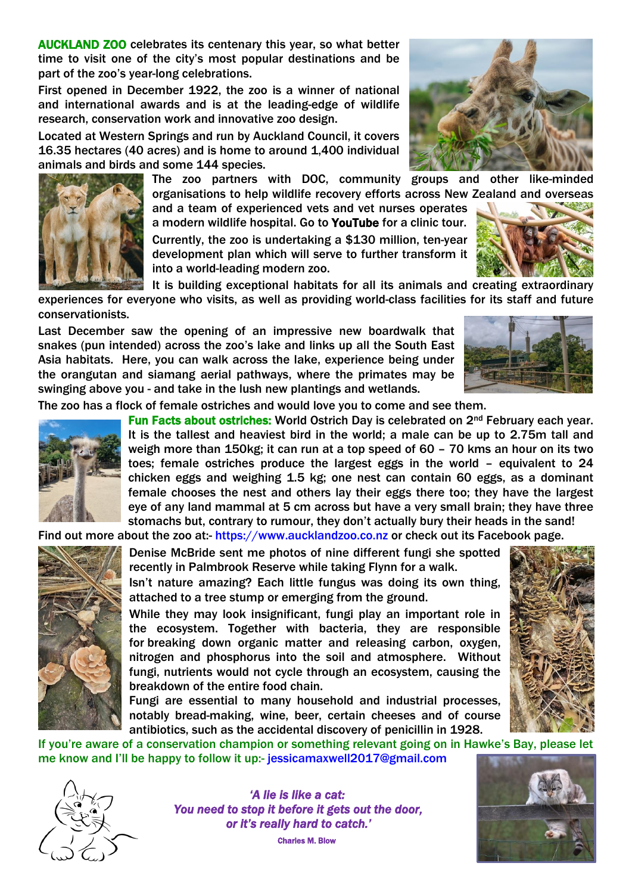**AUCKLAND ZOO** celebrates its centenary this year, so what better time to visit one of the city's most popular destinations and be part of the zoo's year-long celebrations.

First opened in December 1922, the zoo is a winner of national and international awards and is at the leading-edge of wildlife research, conservation work and innovative zoo design.

Located at Western Springs and run by Auckland Council, it covers 16.35 hectares (40 acres) and is home to around 1,400 individual animals and birds and some 144 species.

The zoo partners with DOC, community groups and other like-minded organisations to help wildlife recovery efforts across New Zealand and overseas and a team of experienced vets and vet nurses operates a modern wildlife hospital. Go to **YouTube** for a clinic tour.

Currently, the zoo is undertaking a $130 million, ten-year development plan which will serve to further transform it into a world-leading modern zoo.

It is building exceptional habitats for all its animals and creating extraordinary experiences for everyone who visits, as well as providing world-class facilities for its staff and future conservationists.

Last December saw the opening of an impressive new boardwalk that snakes (pun intended) across the zoo's lake and links up all the South East Asia habitats. Here, you can walk across the lake, experience being under the orangutan and siamang aerial pathways, where the primates may be swinging above you - and take in the lush new plantings and wetlands.

The zoo has a flock of female ostriches and would love you to come and see them.

**Fun Facts about ostriches:** World Ostrich Day is celebrated on 2nd February each year. It is the tallest and heaviest bird in the world; a male can be up to 2.75m tall and weigh more than 150kg; it can run at a top speed of 60 – 70 kms an hour on its two toes; female ostriches produce the largest eggs in the world – equivalent to 24 chicken eggs and weighing 1.5 kg; one nest can contain 60 eggs, as a dominant female chooses the nest and others lay their eggs there too; they have the largest eye of any land mammal at 5 cm across but have a very small brain; they have three stomachs but, contrary to rumour, they don't actually bury their heads in the sand!

Find out more about the zoo at:- https://www.aucklandzoo.co.nz or check out its Facebook page.

Denise McBride sent me photos of nine different fungi she spotted recently in Palmbrook Reserve while taking Flynn for a walk.

Isn't nature amazing? Each little fungus was doing its own thing, attached to a tree stump or emerging from the ground.

While they may look insignificant, fungi play an important role in the ecosystem. Together with bacteria, they are responsible for breaking down organic matter and releasing carbon, oxygen, nitrogen and phosphorus into the soil and atmosphere. Without fungi, nutrients would not cycle through an ecosystem, causing the breakdown of the entire food chain.

Fungi are essential to many household and industrial processes, notably bread-making, wine, beer, certain cheeses and of course antibiotics, such as the accidental discovery of penicillin in 1928.

If you're aware of a conservation champion or something relevant going on in Hawke's Bay, please let me know and I'll be happy to follow it up:- jessicamaxwell2017@gmail.com

*'A lie is like a cat:*
*You need to stop it before it gets out the door,*
*or it's really hard to catch.'*

**Charles M. Blow**